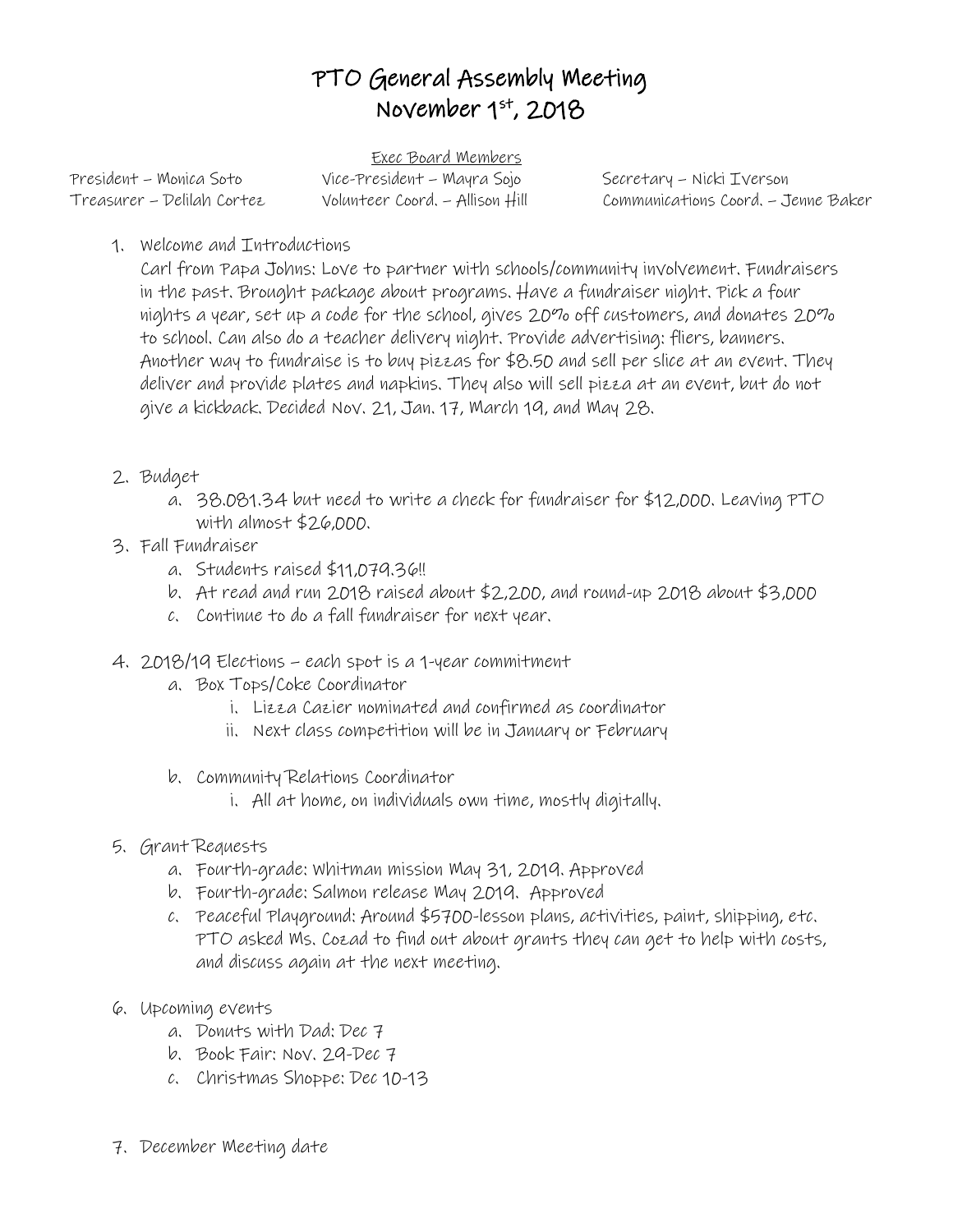# PTO General Assembly Meeting
# November 1st, 2018

Exec Board Members

President – Monica Soto
Vice-President – Mayra Sojo
Secretary – Nicki Iverson
Treasurer – Delilah Cortez
Volunteer Coord. – Allison Hill
Communications Coord. – Jenne Baker

1. Welcome and Introductions
   Carl from Papa Johns: Love to partner with schools/community involvement. Fundraisers in the past. Brought package about programs. Have a fundraiser night. Pick a four nights a year, set up a code for the school, gives 20% off customers, and donates 20% to school. Can also do a teacher delivery night. Provide advertising: fliers, banners. Another way to fundraise is to buy pizzas for $8.50 and sell per slice at an event. They deliver and provide plates and napkins. They also will sell pizza at an event, but do not give a kickback. Decided Nov. 21, Jan. 17, March 19, and May 28.

2. Budget
   a. 38.081.34 but need to write a check for fundraiser for $12,000. Leaving PTO with almost $26,000.
3. Fall Fundraiser
   a. Students raised $11,079.36!!
   b. At read and run 2018 raised about $2,200, and round-up 2018 about $3,000
   c. Continue to do a fall fundraiser for next year.

4. 2018/19 Elections – each spot is a 1-year commitment
   a. Box Tops/Coke Coordinator
      i. Lizza Cazier nominated and confirmed as coordinator
      ii. Next class competition will be in January or February

   b. Community Relations Coordinator
      i. All at home, on individuals own time, mostly digitally.

5. Grant Requests
   a. Fourth-grade: Whitman mission May 31, 2019. Approved
   b. Fourth-grade: Salmon release May 2019. Approved
   c. Peaceful Playground: Around $5700-lesson plans, activities, paint, shipping, etc. PTO asked Ms. Cozad to find out about grants they can get to help with costs, and discuss again at the next meeting.

6. Upcoming events
   a. Donuts with Dad: Dec 7
   b. Book Fair: Nov. 29-Dec 7
   c. Christmas Shoppe: Dec 10-13

7. December Meeting date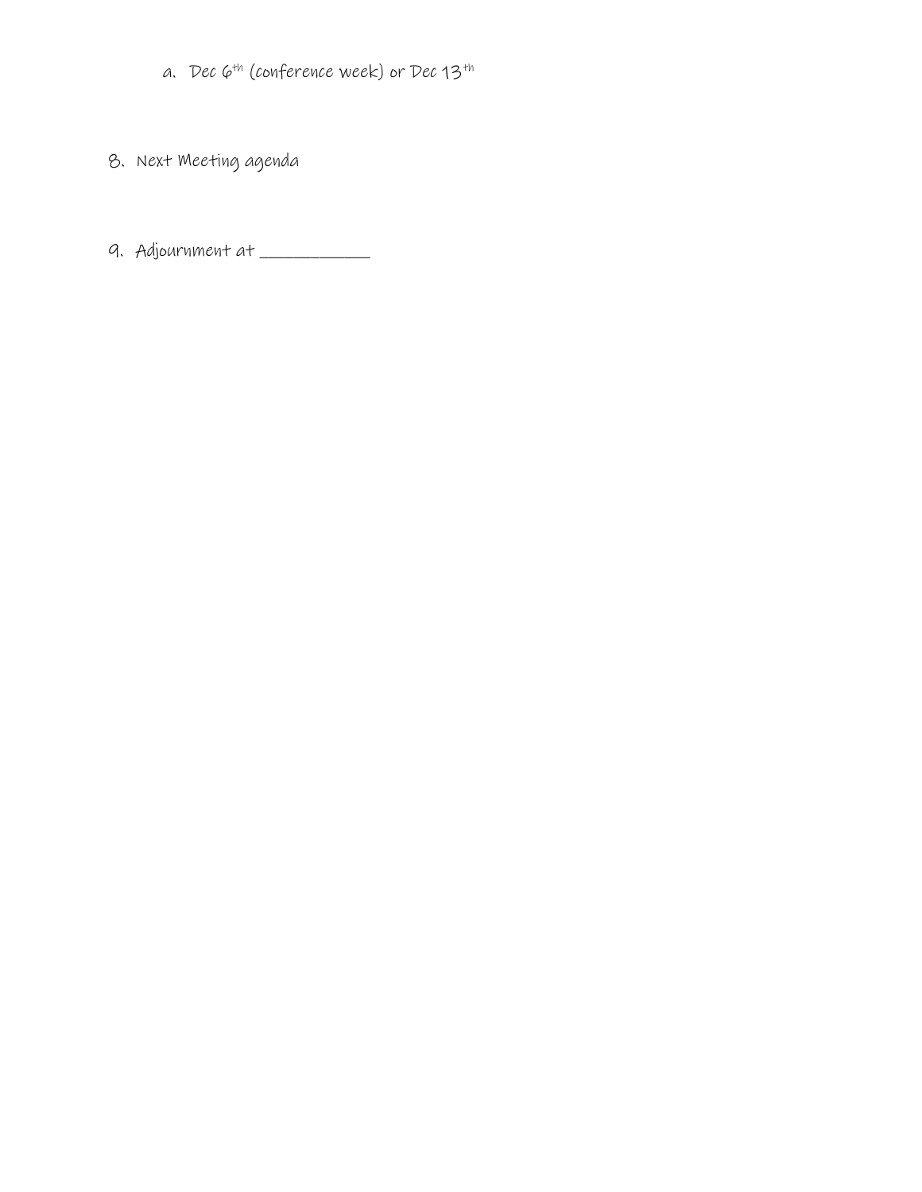a. Dec 6th (conference week) or Dec 13th

8. Next Meeting agenda

9. Adjournment at ___________